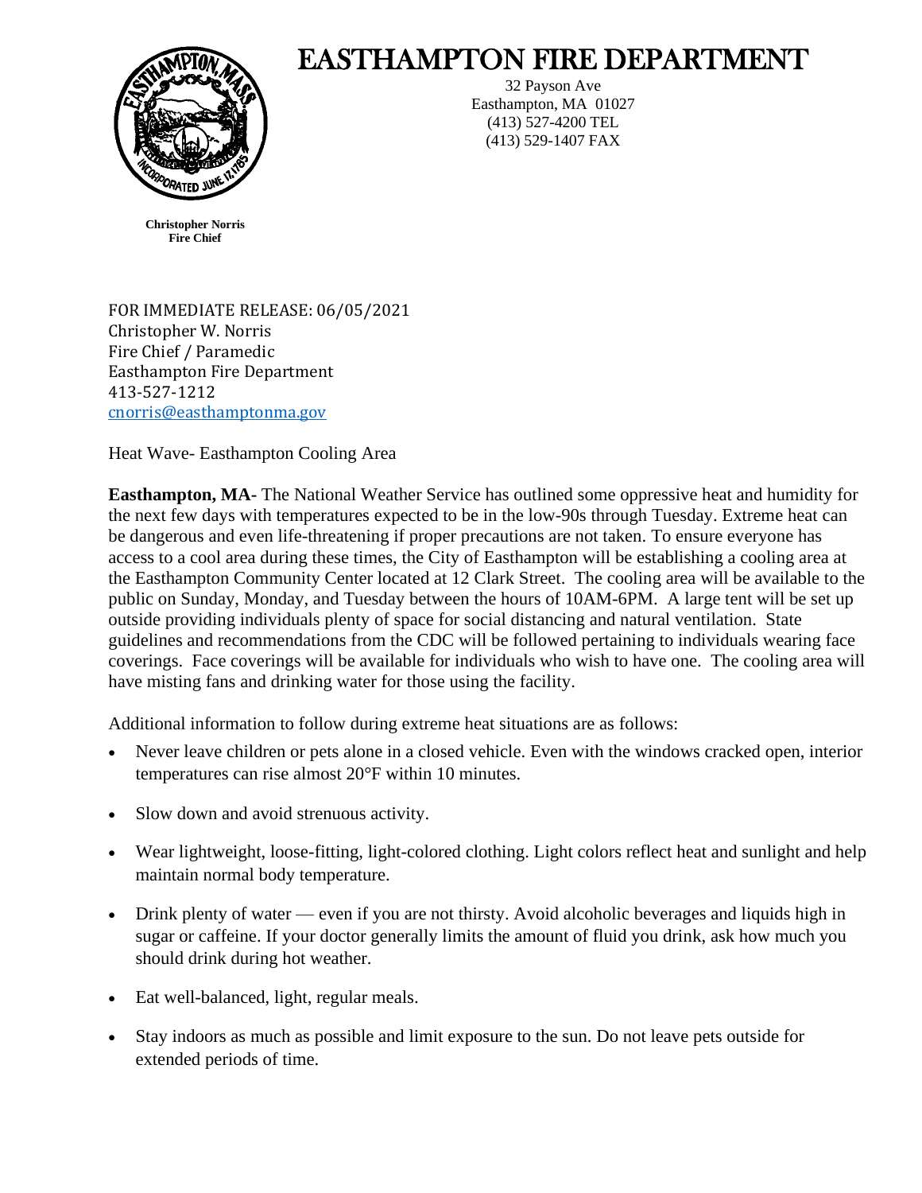# EASTHAMPTON FIRE DEPARTMENT

32 Payson Ave
Easthampton, MA 01027
(413) 527-4200 TEL
(413) 529-1407 FAX

**Christopher Norris**
**Fire Chief**

FOR IMMEDIATE RELEASE: 06/05/2021
Christopher W. Norris
Fire Chief / Paramedic
Easthampton Fire Department
413-527-1212
cnorris@easthamptonma.gov

Heat Wave- Easthampton Cooling Area

**Easthampton, MA-** The National Weather Service has outlined some oppressive heat and humidity for the next few days with temperatures expected to be in the low-90s through Tuesday. Extreme heat can be dangerous and even life-threatening if proper precautions are not taken. To ensure everyone has access to a cool area during these times, the City of Easthampton will be establishing a cooling area at the Easthampton Community Center located at 12 Clark Street. The cooling area will be available to the public on Sunday, Monday, and Tuesday between the hours of 10AM-6PM. A large tent will be set up outside providing individuals plenty of space for social distancing and natural ventilation. State guidelines and recommendations from the CDC will be followed pertaining to individuals wearing face coverings. Face coverings will be available for individuals who wish to have one. The cooling area will have misting fans and drinking water for those using the facility.

Additional information to follow during extreme heat situations are as follows:

- Never leave children or pets alone in a closed vehicle. Even with the windows cracked open, interior temperatures can rise almost 20°F within 10 minutes.
- Slow down and avoid strenuous activity.
- Wear lightweight, loose-fitting, light-colored clothing. Light colors reflect heat and sunlight and help maintain normal body temperature.
- Drink plenty of water — even if you are not thirsty. Avoid alcoholic beverages and liquids high in sugar or caffeine. If your doctor generally limits the amount of fluid you drink, ask how much you should drink during hot weather.
- Eat well-balanced, light, regular meals.
- Stay indoors as much as possible and limit exposure to the sun. Do not leave pets outside for extended periods of time.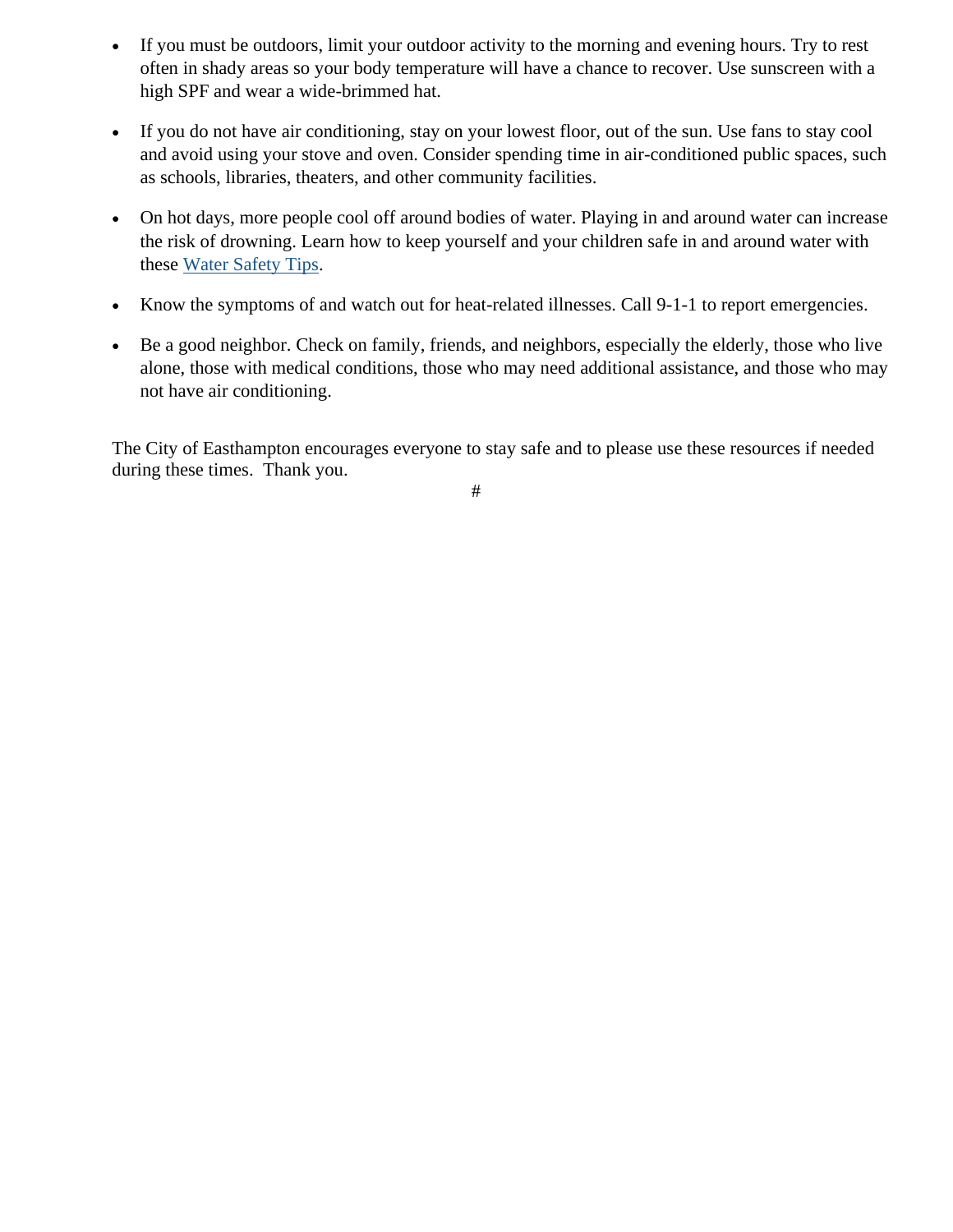- If you must be outdoors, limit your outdoor activity to the morning and evening hours. Try to rest often in shady areas so your body temperature will have a chance to recover. Use sunscreen with a high SPF and wear a wide-brimmed hat.

- If you do not have air conditioning, stay on your lowest floor, out of the sun. Use fans to stay cool and avoid using your stove and oven. Consider spending time in air-conditioned public spaces, such as schools, libraries, theaters, and other community facilities.

- On hot days, more people cool off around bodies of water. Playing in and around water can increase the risk of drowning. Learn how to keep yourself and your children safe in and around water with these Water Safety Tips.

- Know the symptoms of and watch out for heat-related illnesses. Call 9-1-1 to report emergencies.

- Be a good neighbor. Check on family, friends, and neighbors, especially the elderly, those who live alone, those with medical conditions, those who may need additional assistance, and those who may not have air conditioning.

The City of Easthampton encourages everyone to stay safe and to please use these resources if needed during these times. Thank you.

#